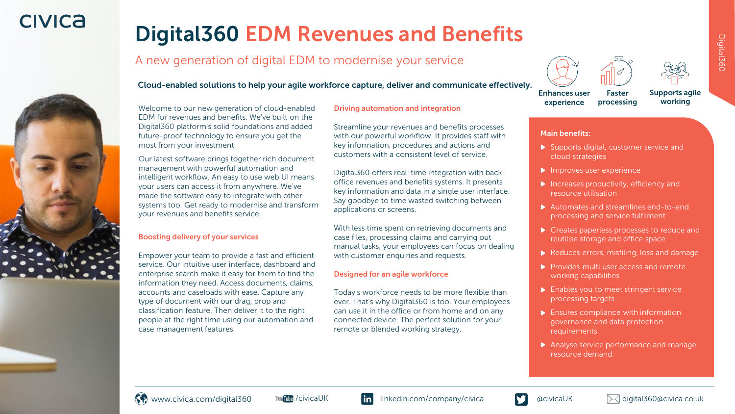# Digital360 EDM Revenues and Benefits

## A new generation of digital EDM to modernise your service

**Cloud-enabled solutions to help your agile workforce capture, deliver and communicate effectively.**

**Enhances user experience** | **Faster processing** | **Supports agile working**

Welcome to our new generation of cloud-enabled EDM for revenues and benefits. We've built on the Digital360 platform's solid foundations and added future-proof technology to ensure you get the most from your investment.

Our latest software brings together rich document management with powerful automation and intelligent workflow. An easy to use web UI means your users can access it from anywhere. We've made the software easy to integrate with other systems too. Get ready to modernise and transform your revenues and benefits service.

### Boosting delivery of your services

Empower your team to provide a fast and efficient service. Our intuitive user interface, dashboard and enterprise search make it easy for them to find the information they need. Access documents, claims, accounts and caseloads with ease. Capture any type of document with our drag, drop and classification feature. Then deliver it to the right people at the right time using our automation and case management features.

### Driving automation and integration

Streamline your revenues and benefits processes with our powerful workflow. It provides staff with key information, procedures and actions and customers with a consistent level of service.

Digital360 offers real-time integration with back-office revenues and benefits systems. It presents key information and data in a single user interface. Say goodbye to time wasted switching between applications or screens.

With less time spent on retrieving documents and case files, processing claims and carrying out manual tasks, your employees can focus on dealing with customer enquiries and requests.

### Designed for an agile workforce

Today's workforce needs to be more flexible than ever. That's why Digital360 is too. Your employees can use it in the office or from home and on any connected device. The perfect solution for your remote or blended working strategy.

**Main benefits:**

- Supports digital, customer service and cloud strategies
- Improves user experience
- Increases productivity, efficiency and resource utilisation
- Automates and streamlines end-to-end processing and service fulfilment
- Creates paperless processes to reduce and reutilise storage and office space
- Reduces errors, misfiling, loss and damage
- Provides multi user access and remote working capabilities
- Enables you to meet stringent service processing targets
- Ensures compliance with information governance and data protection requirements
- Analyse service performance and manage resource demand.

www.civica.com/digital360 | YouTube /civicaUK | linkedin.com/company/civica | @civicaUK | digital360@civica.co.uk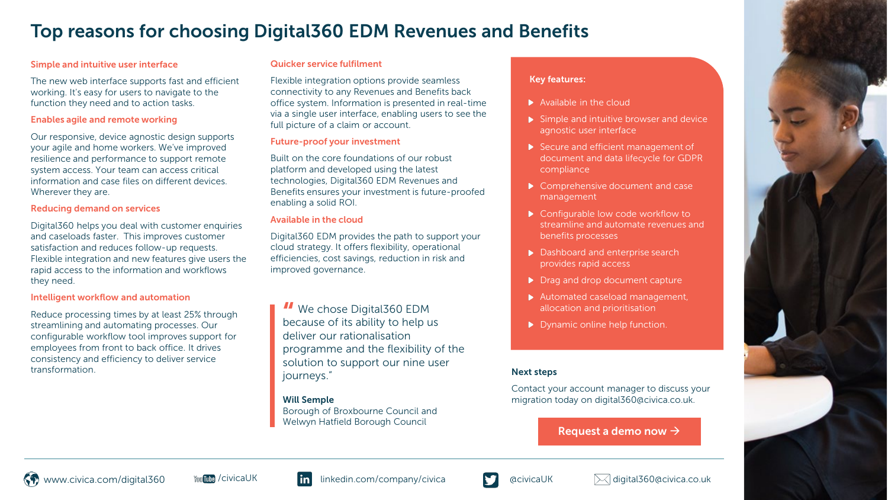# Top reasons for choosing Digital360 EDM Revenues and Benefits

### Simple and intuitive user interface

The new web interface supports fast and efficient working. It's easy for users to navigate to the function they need and to action tasks.

### Enables agile and remote working

Our responsive, device agnostic design supports your agile and home workers. We've improved resilience and performance to support remote system access. Your team can access critical information and case files on different devices. Wherever they are.

### Reducing demand on services

Digital360 helps you deal with customer enquiries and caseloads faster. This improves customer satisfaction and reduces follow-up requests. Flexible integration and new features give users the rapid access to the information and workflows they need.

### Intelligent workflow and automation

Reduce processing times by at least 25% through streamlining and automating processes. Our configurable workflow tool improves support for employees from front to back office. It drives consistency and efficiency to deliver service transformation.

### Quicker service fulfilment

Flexible integration options provide seamless connectivity to any Revenues and Benefits back office system. Information is presented in real-time via a single user interface, enabling users to see the full picture of a claim or account.

### Future-proof your investment

Built on the core foundations of our robust platform and developed using the latest technologies, Digital360 EDM Revenues and Benefits ensures your investment is future-proofed enabling a solid ROI.

### Available in the cloud

Digital360 EDM provides the path to support your cloud strategy. It offers flexibility, operational efficiencies, cost savings, reduction in risk and improved governance.

> "We chose Digital360 EDM because of its ability to help us deliver our rationalisation programme and the flexibility of the solution to support our nine user journeys."
>
> **Will Semple**
> Borough of Broxbourne Council and Welwyn Hatfield Borough Council

**Key features:**

- Available in the cloud
- Simple and intuitive browser and device agnostic user interface
- Secure and efficient management of document and data lifecycle for GDPR compliance
- Comprehensive document and case management
- Configurable low code workflow to streamline and automate revenues and benefits processes
- Dashboard and enterprise search provides rapid access
- Drag and drop document capture
- Automated caseload management, allocation and prioritisation
- Dynamic online help function.

### Next steps

Contact your account manager to discuss your migration today on digital360@civica.co.uk.

**Request a demo now →**

www.civica.com/digital360 | YouTube /civicaUK | linkedin.com/company/civica | @civicaUK | digital360@civica.co.uk